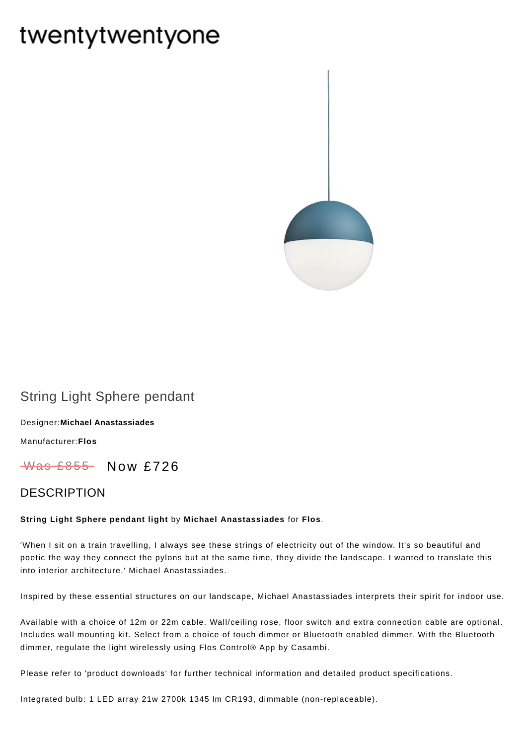twentytwentyone

# String Light Sphere pendant

Designer:**Michael Anastassiades**

Manufacturer:**Flos**

~~Was £855~~ Now £726

## DESCRIPTION

**String Light Sphere pendant light** by **Michael Anastassiades** for **Flos**.

'When I sit on a train travelling, I always see these strings of electricity out of the window. It's so beautiful and poetic the way they connect the pylons but at the same time, they divide the landscape. I wanted to translate this into interior architecture.' Michael Anastassiades.

Inspired by these essential structures on our landscape, Michael Anastassiades interprets their spirit for indoor use.

Available with a choice of 12m or 22m cable. Wall/ceiling rose, floor switch and extra connection cable are optional. Includes wall mounting kit. Select from a choice of touch dimmer or Bluetooth enabled dimmer. With the Bluetooth dimmer, regulate the light wirelessly using Flos Control® App by Casambi.

Please refer to 'product downloads' for further technical information and detailed product specifications.

Integrated bulb: 1 LED array 21w 2700k 1345 lm CR193, dimmable (non-replaceable).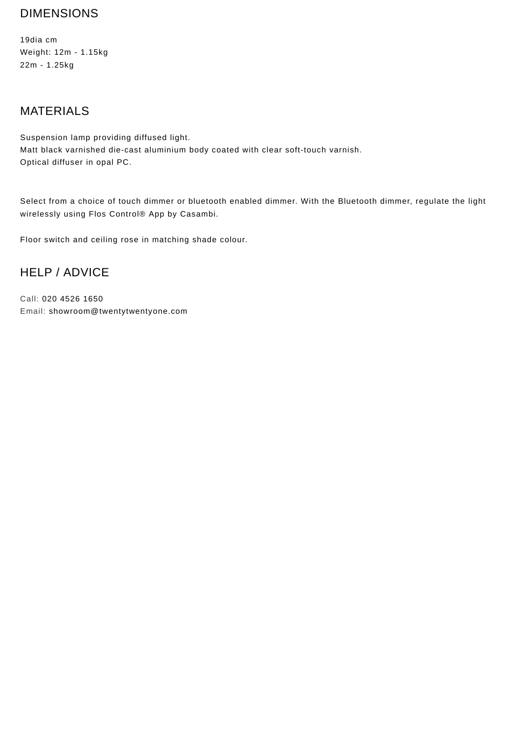## DIMENSIONS

19dia cm
Weight: 12m - 1.15kg
22m - 1.25kg

## MATERIALS

Suspension lamp providing diffused light.
Matt black varnished die-cast aluminium body coated with clear soft-touch varnish.
Optical diffuser in opal PC.

Select from a choice of touch dimmer or bluetooth enabled dimmer. With the Bluetooth dimmer, regulate the light wirelessly using Flos Control® App by Casambi.

Floor switch and ceiling rose in matching shade colour.

## HELP / ADVICE

Call: 020 4526 1650
Email: showroom@twentytwentyone.com